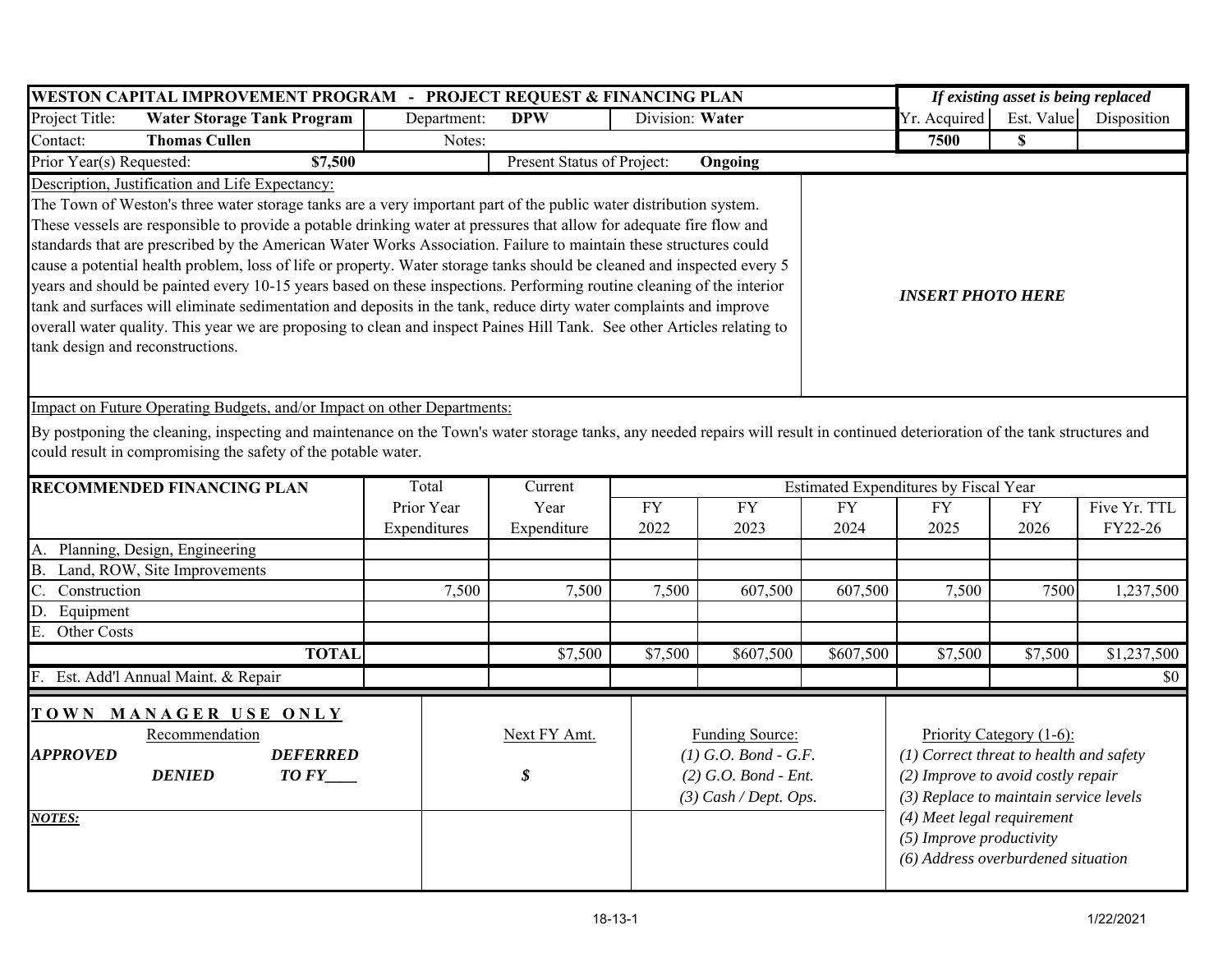## WESTON CAPITAL IMPROVEMENT PROGRAM - PROJECT REQUEST & FINANCING PLAN

| | | | | *If existing asset is being replaced* | | |
|---|---|---|---|---|---|---|
| Project Title: **Water Storage Tank Program** | Department: **DPW** | Division: **Water** | | Yr. Acquired | Est. Value | Disposition |
| Contact: **Thomas Cullen** | Notes: | | | **7500** | **$** | |
| Prior Year(s) Requested: **$7,500** | | Present Status of Project: **Ongoing** | | | | |

Description, Justification and Life Expectancy:

The Town of Weston's three water storage tanks are a very important part of the public water distribution system. These vessels are responsible to provide a potable drinking water at pressures that allow for adequate fire flow and standards that are prescribed by the American Water Works Association. Failure to maintain these structures could cause a potential health problem, loss of life or property. Water storage tanks should be cleaned and inspected every 5 years and should be painted every 10-15 years based on these inspections. Performing routine cleaning of the interior tank and surfaces will eliminate sedimentation and deposits in the tank, reduce dirty water complaints and improve overall water quality. This year we are proposing to clean and inspect Paines Hill Tank. See other Articles relating to tank design and reconstructions.

***INSERT PHOTO HERE***

Impact on Future Operating Budgets, and/or Impact on other Departments:

By postponing the cleaning, inspecting and maintenance on the Town's water storage tanks, any needed repairs will result in continued deterioration of the tank structures and could result in compromising the safety of the potable water.

| RECOMMENDED FINANCING PLAN | Total Prior Year Expenditures | Current Year Expenditure | Estimated Expenditures by Fiscal Year FY 2022 | FY 2023 | FY 2024 | FY 2025 | FY 2026 | Five Yr. TTL FY22-26 |
|---|---|---|---|---|---|---|---|---|
| A. Planning, Design, Engineering | | | | | | | | |
| B. Land, ROW, Site Improvements | | | | | | | | |
| C. Construction | 7,500 | 7,500 | 7,500 | 607,500 | 607,500 | 7,500 | 7500 | 1,237,500 |
| D. Equipment | | | | | | | | |
| E. Other Costs | | | | | | | | |
| **TOTAL** | | $7,500 | $7,500 | $607,500 | $607,500 | $7,500 | $7,500 | $1,237,500 |
| F. Est. Add'l Annual Maint. & Repair | | | | | | | | $0 |

**TOWN MANAGER USE ONLY**

Recommendation

***APPROVED*** ***DEFERRED***

***DENIED*** ***TO FY____***

Next FY Amt.

***$***

Funding Source:

*(1) G.O. Bond - G.F.*
*(2) G.O. Bond - Ent.*
*(3) Cash / Dept. Ops.*

Priority Category (1-6):

*(1) Correct threat to health and safety*
*(2) Improve to avoid costly repair*
*(3) Replace to maintain service levels*
*(4) Meet legal requirement*
*(5) Improve productivity*
*(6) Address overburdened situation*

***NOTES:***

18-13-1 1/22/2021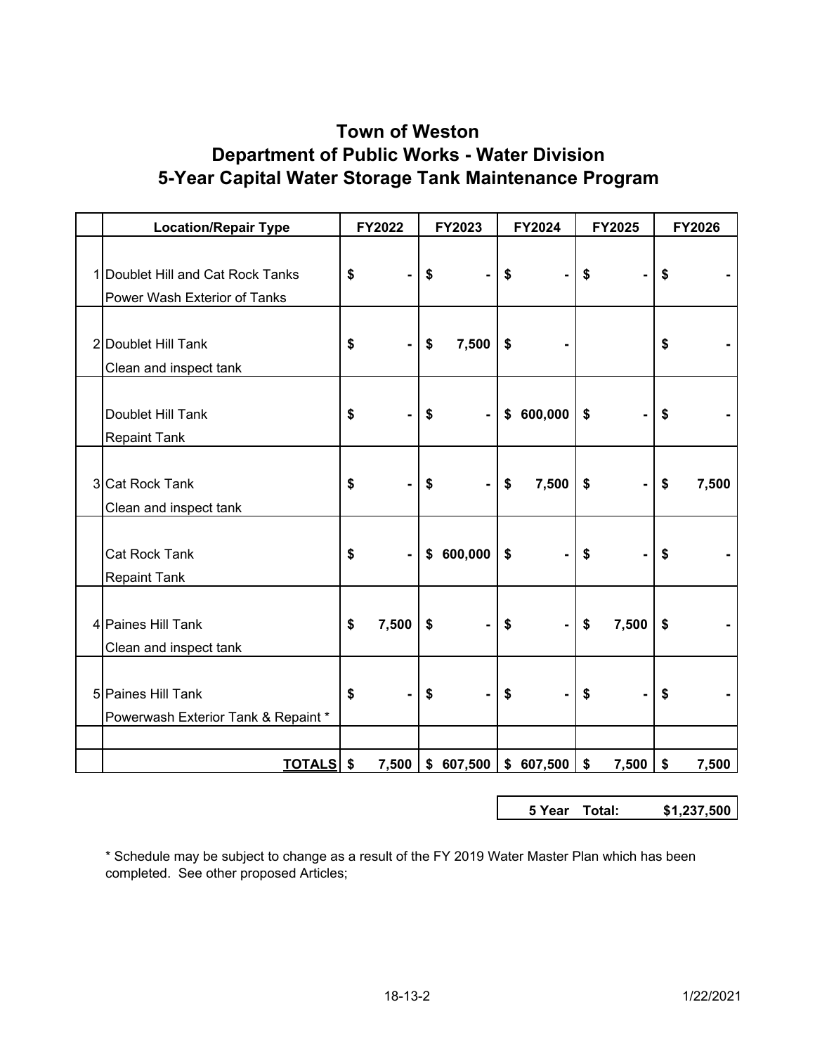# Town of Weston
## Department of Public Works - Water Division
## 5-Year Capital Water Storage Tank Maintenance Program

| | Location/Repair Type | FY2022 | FY2023 | FY2024 | FY2025 | FY2026 |
|---|---|---|---|---|---|---|
| 1 | Doublet Hill and Cat Rock Tanks<br>Power Wash Exterior of Tanks | $ - | $ - | $ - | $ - | $ - |
| 2 | Doublet Hill Tank<br>Clean and inspect tank | $ - | $ 7,500 | $ - | | $ - |
| | Doublet Hill Tank<br>Repaint Tank | $ - | $ - | $ 600,000 | $ - | $ - |
| 3 | Cat Rock Tank<br>Clean and inspect tank | $ - | $ - | $ 7,500 | $ - | $ 7,500 |
| | Cat Rock Tank<br>Repaint Tank | $ - | $ 600,000 | $ - | $ - | $ - |
| 4 | Paines Hill Tank<br>Clean and inspect tank | $ 7,500 | $ - | $ - | $ 7,500 | $ - |
| 5 | Paines Hill Tank<br>Powerwash Exterior Tank & Repaint * | $ - | $ - | $ - | $ - | $ - |
| | | | | | | |
| | **TOTALS** | $ 7,500 | $ 607,500 | $ 607,500 | $ 7,500 | $ 7,500 |

| | |
|---|---|
| **5 Year Total:** | **$1,237,500** |

\* Schedule may be subject to change as a result of the FY 2019 Water Master Plan which has been completed. See other proposed Articles;

18-13-2 1/22/2021